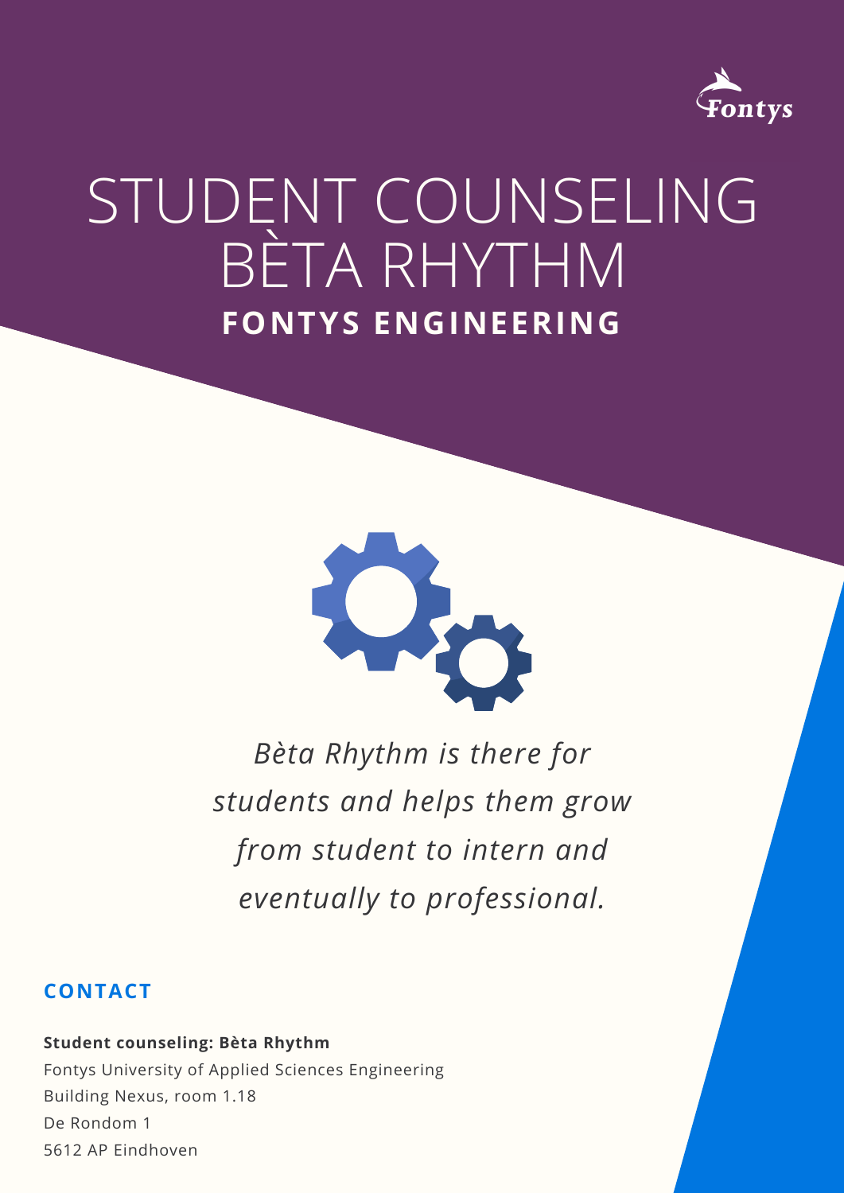Fontys

# STUDENT COUNSELING BÈTA RHYTHM

## FONTYS ENGINEERING

*Bèta Rhythm is there for students and helps them grow from student to intern and eventually to professional.*

### CONTACT

**Student counseling: Bèta Rhythm**
Fontys University of Applied Sciences Engineering
Building Nexus, room 1.18
De Rondom 1
5612 AP Eindhoven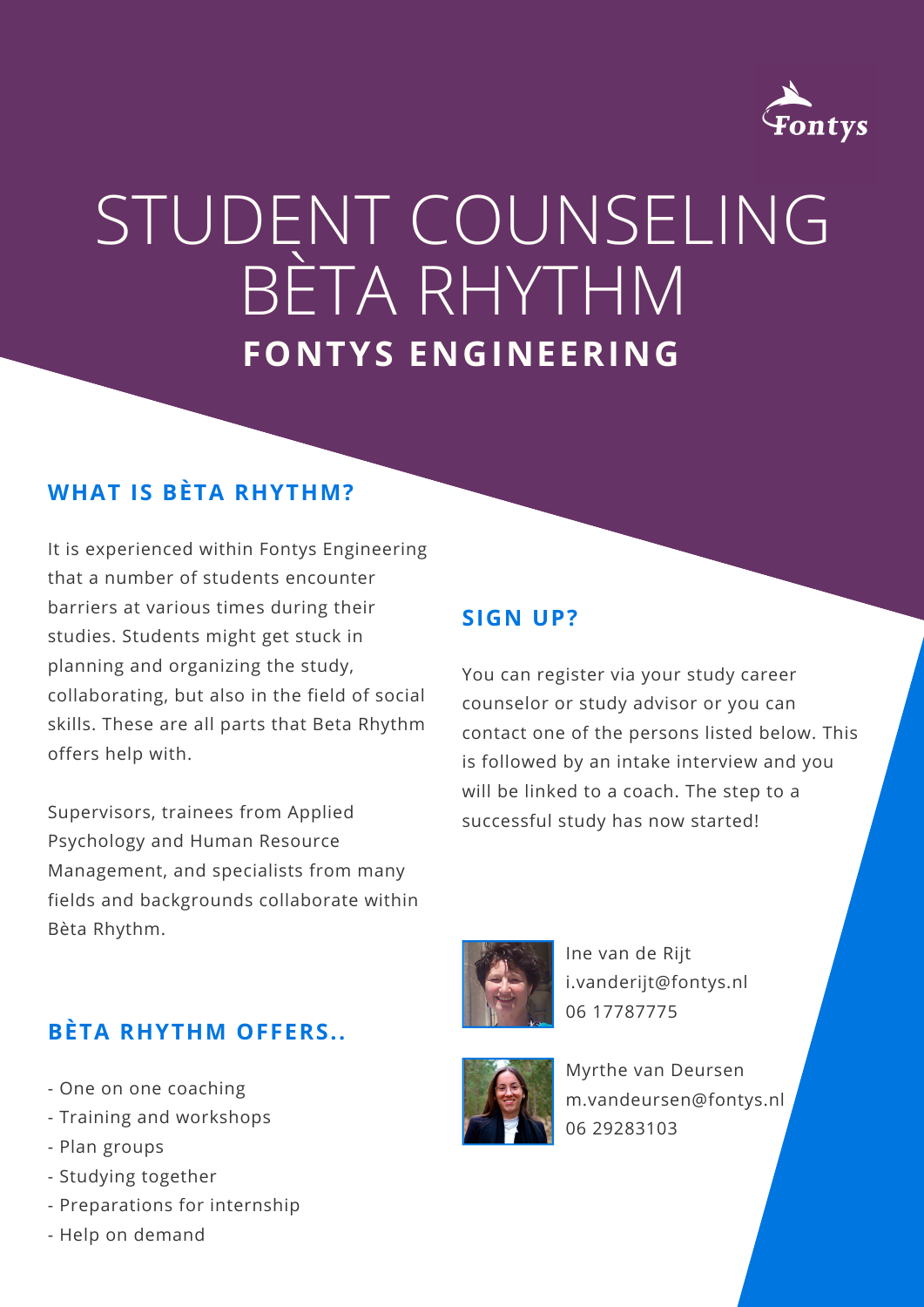Fontys

# STUDENT COUNSELING BÈTA RHYTHM

## FONTYS ENGINEERING

### WHAT IS BÈTA RHYTHM?

It is experienced within Fontys Engineering that a number of students encounter barriers at various times during their studies. Students might get stuck in planning and organizing the study, collaborating, but also in the field of social skills. These are all parts that Beta Rhythm offers help with.

Supervisors, trainees from Applied Psychology and Human Resource Management, and specialists from many fields and backgrounds collaborate within Bèta Rhythm.

### BÈTA RHYTHM OFFERS..

- One on one coaching
- Training and workshops
- Plan groups
- Studying together
- Preparations for internship
- Help on demand

### SIGN UP?

You can register via your study career counselor or study advisor or you can contact one of the persons listed below. This is followed by an intake interview and you will be linked to a coach. The step to a successful study has now started!

Ine van de Rijt
i.vanderijt@fontys.nl
06 17787775

Myrthe van Deursen
m.vandeursen@fontys.nl
06 29283103